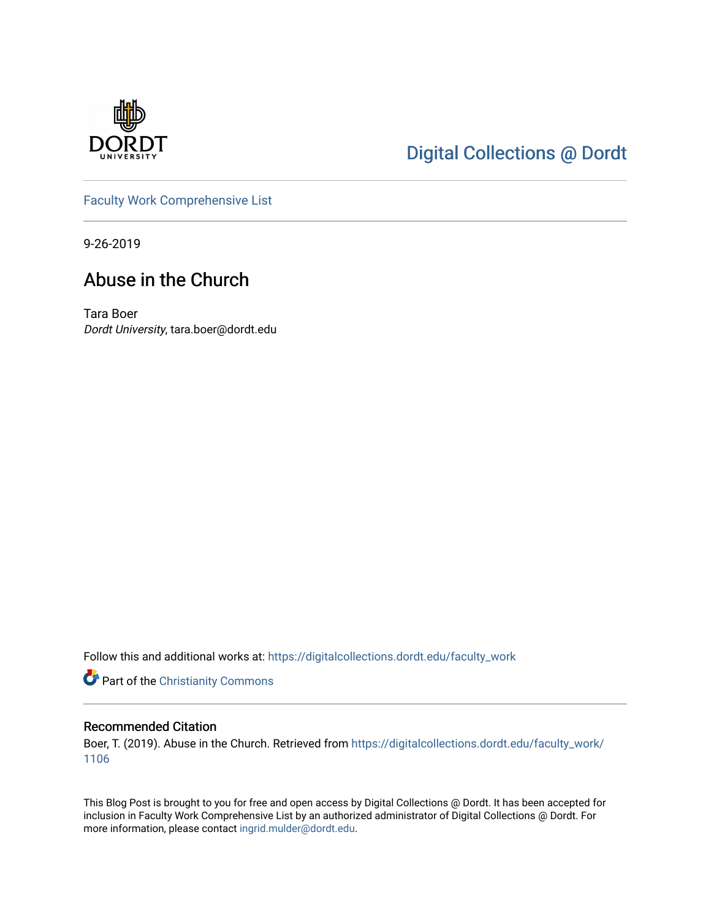Digital Collections @ Dordt

Faculty Work Comprehensive List

9-26-2019

# Abuse in the Church

Tara Boer

*Dordt University*, tara.boer@dordt.edu

Follow this and additional works at: https://digitalcollections.dordt.edu/faculty_work

Part of the Christianity Commons

## Recommended Citation

Boer, T. (2019). Abuse in the Church. Retrieved from https://digitalcollections.dordt.edu/faculty_work/1106

This Blog Post is brought to you for free and open access by Digital Collections @ Dordt. It has been accepted for inclusion in Faculty Work Comprehensive List by an authorized administrator of Digital Collections @ Dordt. For more information, please contact ingrid.mulder@dordt.edu.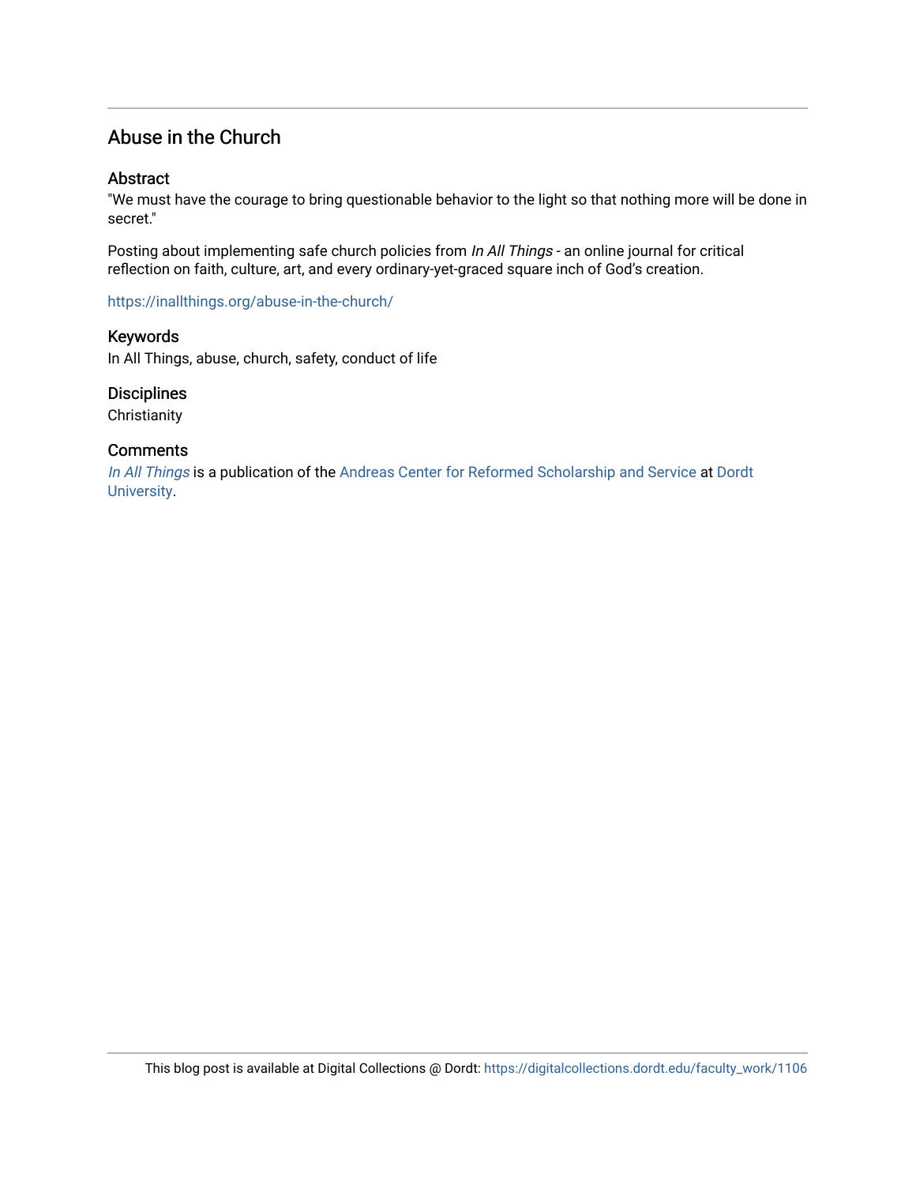## Abuse in the Church

### Abstract

"We must have the courage to bring questionable behavior to the light so that nothing more will be done in secret."

Posting about implementing safe church policies from *In All Things* - an online journal for critical reflection on faith, culture, art, and every ordinary-yet-graced square inch of God's creation.

https://inallthings.org/abuse-in-the-church/

### Keywords

In All Things, abuse, church, safety, conduct of life

### Disciplines

Christianity

### Comments

*In All Things* is a publication of the Andreas Center for Reformed Scholarship and Service at Dordt University.

This blog post is available at Digital Collections @ Dordt: https://digitalcollections.dordt.edu/faculty_work/1106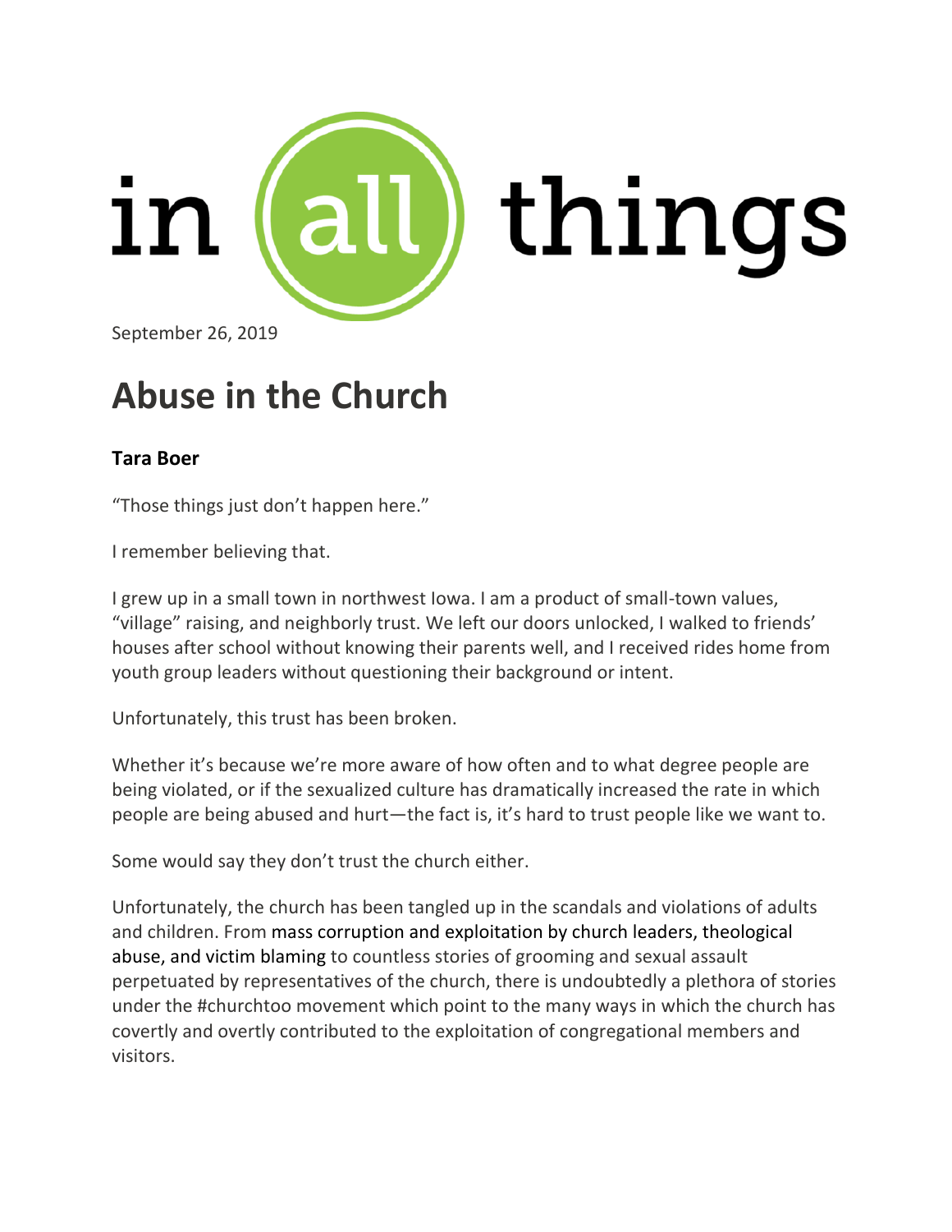in all things

September 26, 2019

# Abuse in the Church

**Tara Boer**

"Those things just don't happen here."

I remember believing that.

I grew up in a small town in northwest Iowa. I am a product of small-town values, "village" raising, and neighborly trust. We left our doors unlocked, I walked to friends' houses after school without knowing their parents well, and I received rides home from youth group leaders without questioning their background or intent.

Unfortunately, this trust has been broken.

Whether it's because we're more aware of how often and to what degree people are being violated, or if the sexualized culture has dramatically increased the rate in which people are being abused and hurt—the fact is, it's hard to trust people like we want to.

Some would say they don't trust the church either.

Unfortunately, the church has been tangled up in the scandals and violations of adults and children. From mass corruption and exploitation by church leaders, theological abuse, and victim blaming to countless stories of grooming and sexual assault perpetuated by representatives of the church, there is undoubtedly a plethora of stories under the #churchtoo movement which point to the many ways in which the church has covertly and overtly contributed to the exploitation of congregational members and visitors.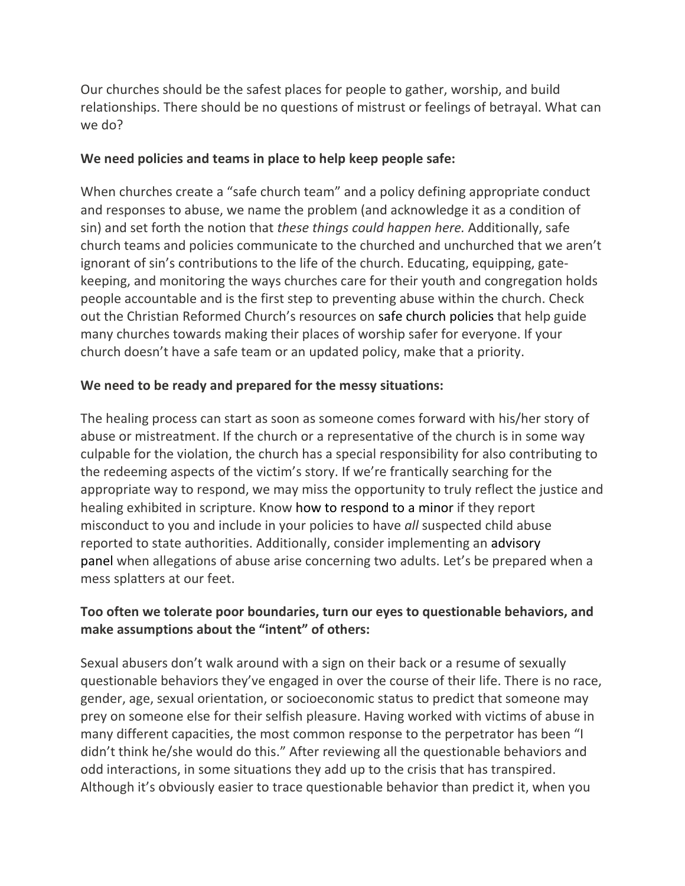Our churches should be the safest places for people to gather, worship, and build relationships. There should be no questions of mistrust or feelings of betrayal. What can we do?

**We need policies and teams in place to help keep people safe:**

When churches create a "safe church team" and a policy defining appropriate conduct and responses to abuse, we name the problem (and acknowledge it as a condition of sin) and set forth the notion that *these things could happen here.* Additionally, safe church teams and policies communicate to the churched and unchurched that we aren't ignorant of sin's contributions to the life of the church. Educating, equipping, gate-keeping, and monitoring the ways churches care for their youth and congregation holds people accountable and is the first step to preventing abuse within the church. Check out the Christian Reformed Church's resources on safe church policies that help guide many churches towards making their places of worship safer for everyone. If your church doesn't have a safe team or an updated policy, make that a priority.

**We need to be ready and prepared for the messy situations:**

The healing process can start as soon as someone comes forward with his/her story of abuse or mistreatment. If the church or a representative of the church is in some way culpable for the violation, the church has a special responsibility for also contributing to the redeeming aspects of the victim's story. If we're frantically searching for the appropriate way to respond, we may miss the opportunity to truly reflect the justice and healing exhibited in scripture. Know how to respond to a minor if they report misconduct to you and include in your policies to have *all* suspected child abuse reported to state authorities. Additionally, consider implementing an advisory panel when allegations of abuse arise concerning two adults. Let's be prepared when a mess splatters at our feet.

**Too often we tolerate poor boundaries, turn our eyes to questionable behaviors, and make assumptions about the "intent" of others:**

Sexual abusers don't walk around with a sign on their back or a resume of sexually questionable behaviors they've engaged in over the course of their life. There is no race, gender, age, sexual orientation, or socioeconomic status to predict that someone may prey on someone else for their selfish pleasure. Having worked with victims of abuse in many different capacities, the most common response to the perpetrator has been "I didn't think he/she would do this." After reviewing all the questionable behaviors and odd interactions, in some situations they add up to the crisis that has transpired. Although it's obviously easier to trace questionable behavior than predict it, when you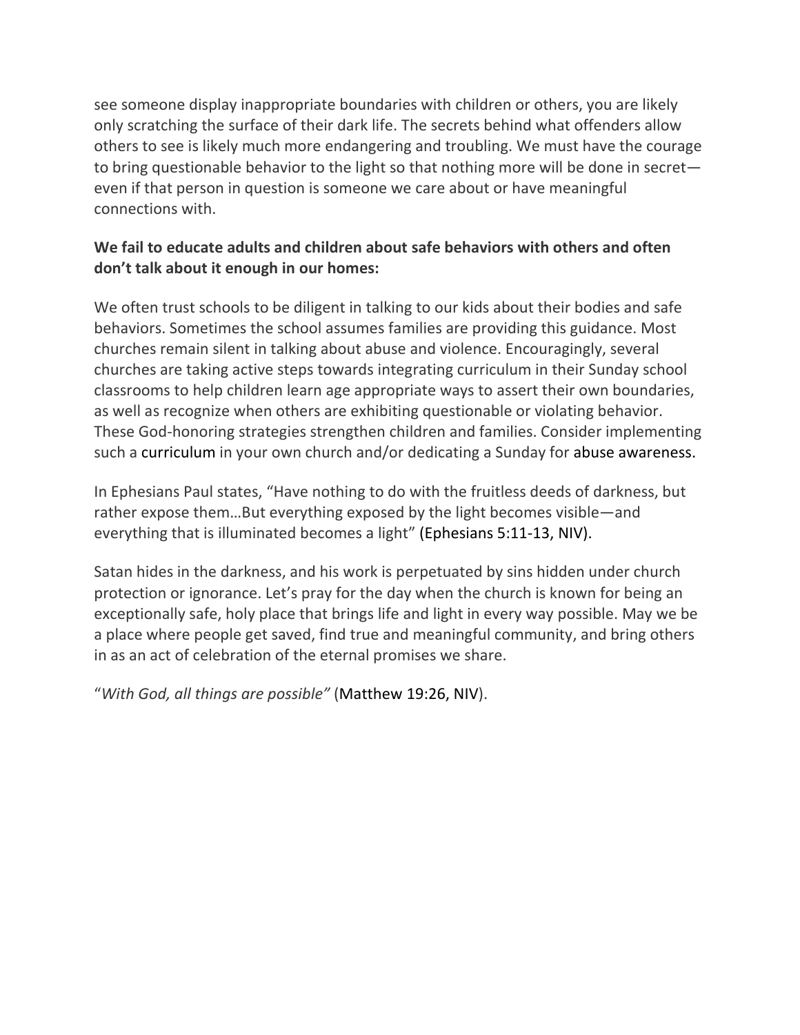see someone display inappropriate boundaries with children or others, you are likely only scratching the surface of their dark life. The secrets behind what offenders allow others to see is likely much more endangering and troubling. We must have the courage to bring questionable behavior to the light so that nothing more will be done in secret—even if that person in question is someone we care about or have meaningful connections with.

**We fail to educate adults and children about safe behaviors with others and often don't talk about it enough in our homes:**

We often trust schools to be diligent in talking to our kids about their bodies and safe behaviors. Sometimes the school assumes families are providing this guidance. Most churches remain silent in talking about abuse and violence. Encouragingly, several churches are taking active steps towards integrating curriculum in their Sunday school classrooms to help children learn age appropriate ways to assert their own boundaries, as well as recognize when others are exhibiting questionable or violating behavior. These God-honoring strategies strengthen children and families. Consider implementing such a curriculum in your own church and/or dedicating a Sunday for abuse awareness.

In Ephesians Paul states, "Have nothing to do with the fruitless deeds of darkness, but rather expose them…But everything exposed by the light becomes visible—and everything that is illuminated becomes a light" (Ephesians 5:11-13, NIV).

Satan hides in the darkness, and his work is perpetuated by sins hidden under church protection or ignorance. Let's pray for the day when the church is known for being an exceptionally safe, holy place that brings life and light in every way possible. May we be a place where people get saved, find true and meaningful community, and bring others in as an act of celebration of the eternal promises we share.

"*With God, all things are possible"* (Matthew 19:26, NIV).